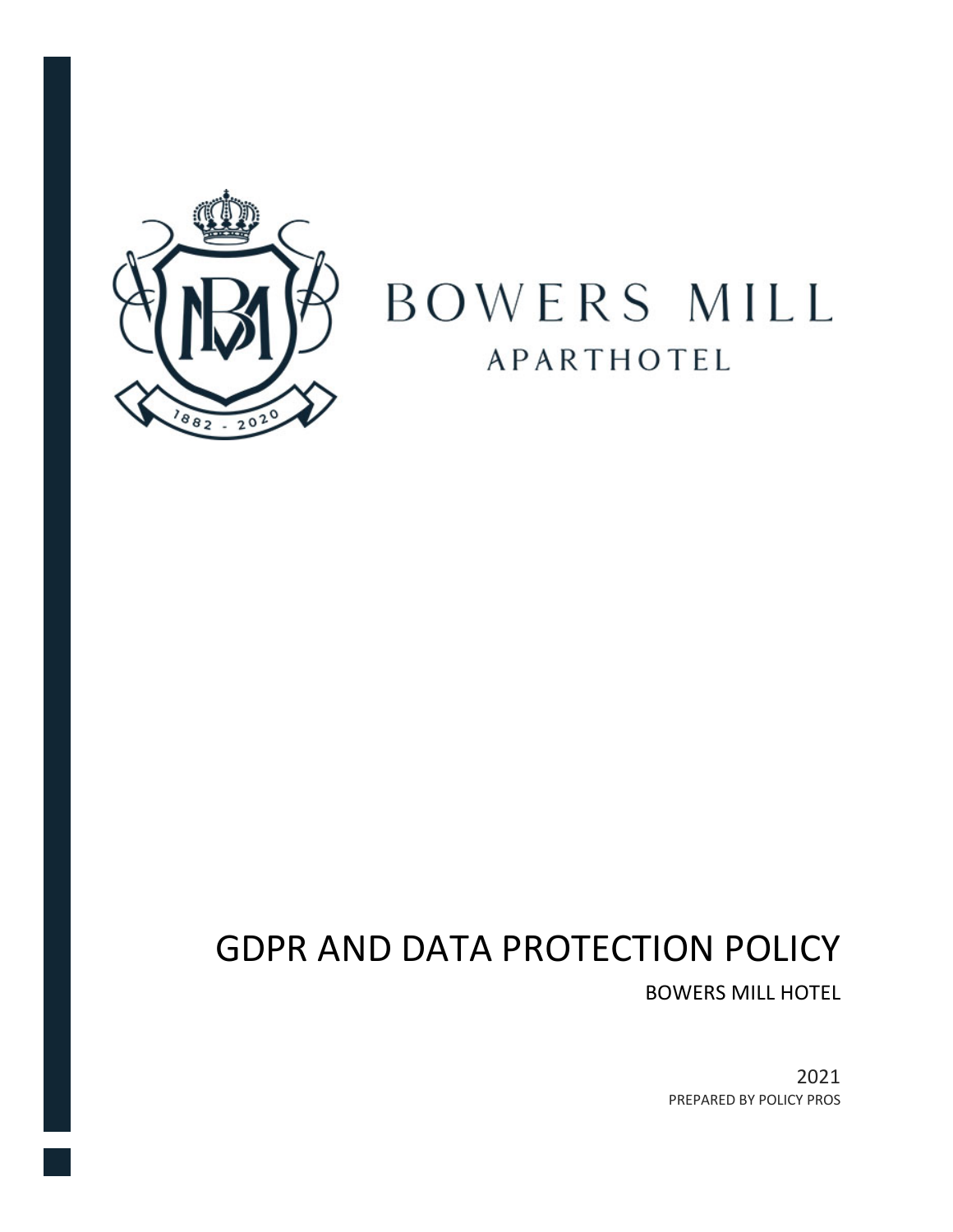BOWERS MILL

APARTHOTEL

# GDPR AND DATA PROTECTION POLICY

BOWERS MILL HOTEL

2021

PREPARED BY POLICY PROS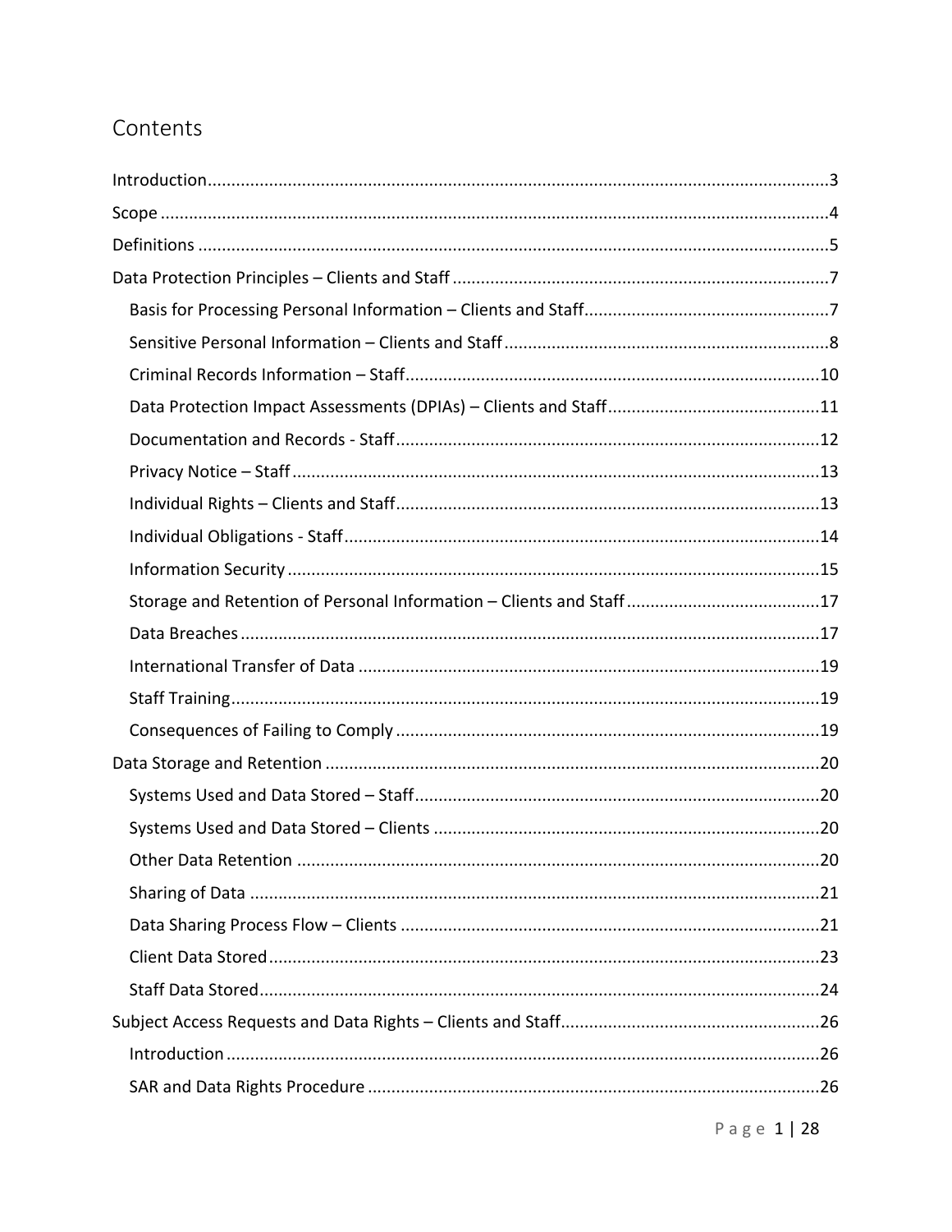# Contents

- Introduction 3
- Scope 4
- Definitions 5
- Data Protection Principles – Clients and Staff 7
  - Basis for Processing Personal Information – Clients and Staff 7
  - Sensitive Personal Information – Clients and Staff 8
  - Criminal Records Information – Staff 10
  - Data Protection Impact Assessments (DPIAs) – Clients and Staff 11
  - Documentation and Records - Staff 12
  - Privacy Notice – Staff 13
  - Individual Rights – Clients and Staff 13
  - Individual Obligations - Staff 14
  - Information Security 15
  - Storage and Retention of Personal Information – Clients and Staff 17
  - Data Breaches 17
  - International Transfer of Data 19
  - Staff Training 19
  - Consequences of Failing to Comply 19
- Data Storage and Retention 20
  - Systems Used and Data Stored – Staff 20
  - Systems Used and Data Stored – Clients 20
  - Other Data Retention 20
  - Sharing of Data 21
  - Data Sharing Process Flow – Clients 21
  - Client Data Stored 23
  - Staff Data Stored 24
- Subject Access Requests and Data Rights – Clients and Staff 26
  - Introduction 26
  - SAR and Data Rights Procedure 26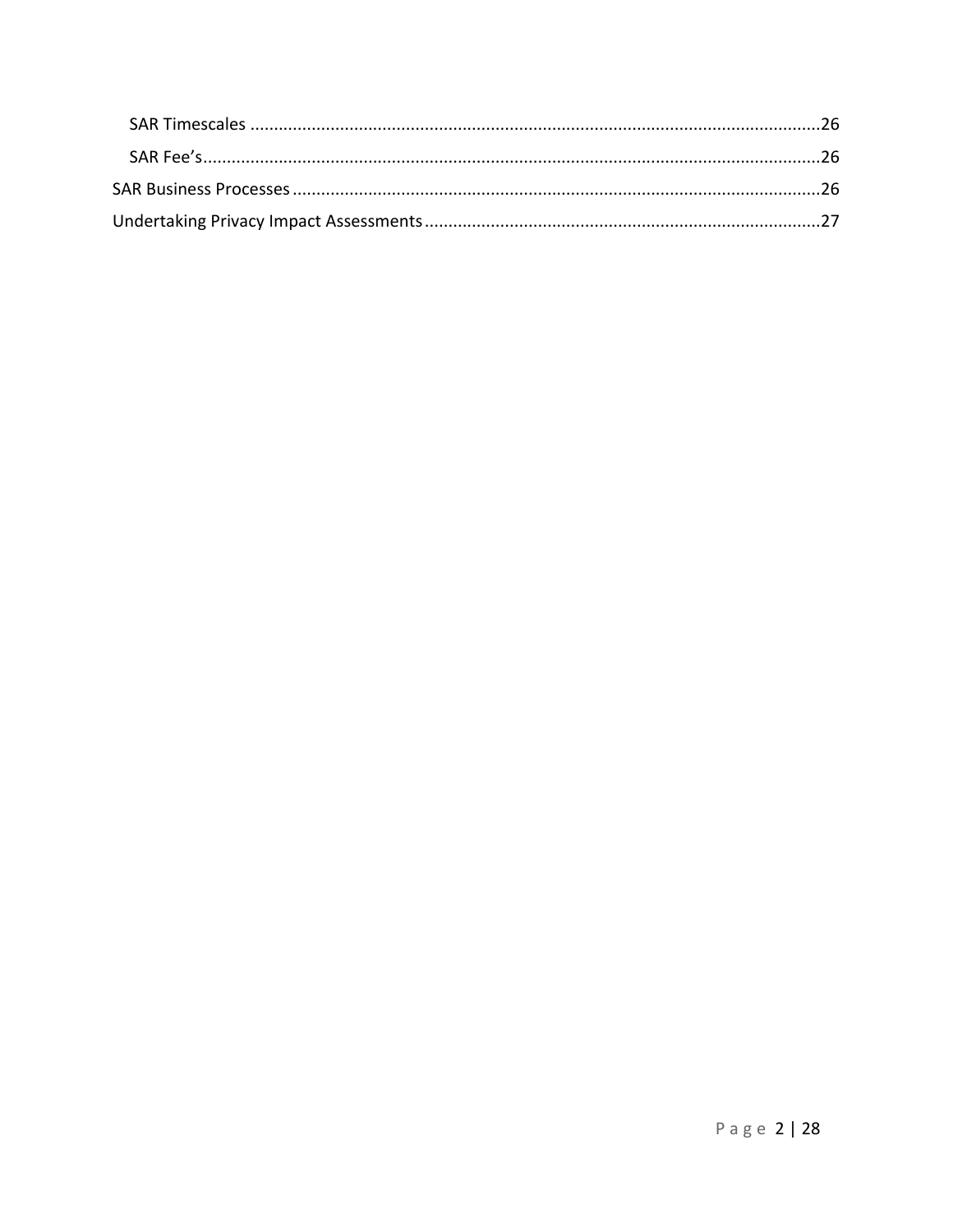SAR Timescales ....................................................................................................................26

SAR Fee's..............................................................................................................................26

SAR Business Processes ...........................................................................................................26

Undertaking Privacy Impact Assessments ...................................................................................27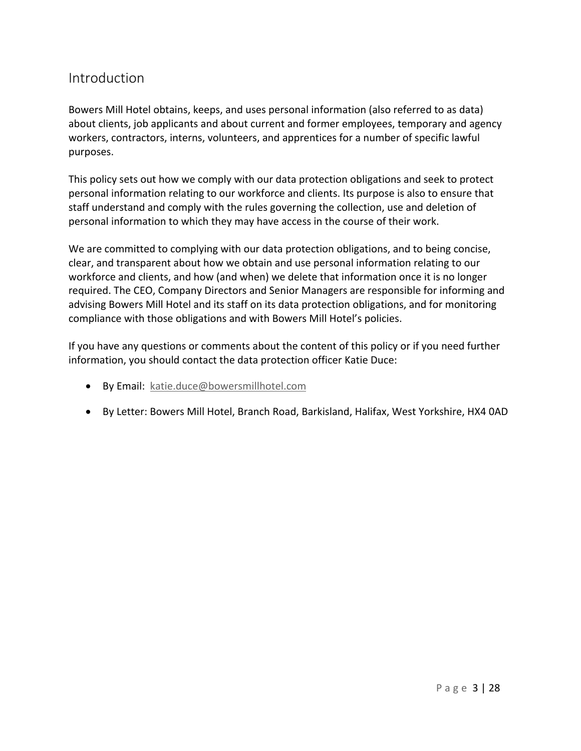## Introduction

Bowers Mill Hotel obtains, keeps, and uses personal information (also referred to as data) about clients, job applicants and about current and former employees, temporary and agency workers, contractors, interns, volunteers, and apprentices for a number of specific lawful purposes.

This policy sets out how we comply with our data protection obligations and seek to protect personal information relating to our workforce and clients. Its purpose is also to ensure that staff understand and comply with the rules governing the collection, use and deletion of personal information to which they may have access in the course of their work.

We are committed to complying with our data protection obligations, and to being concise, clear, and transparent about how we obtain and use personal information relating to our workforce and clients, and how (and when) we delete that information once it is no longer required. The CEO, Company Directors and Senior Managers are responsible for informing and advising Bowers Mill Hotel and its staff on its data protection obligations, and for monitoring compliance with those obligations and with Bowers Mill Hotel's policies.

If you have any questions or comments about the content of this policy or if you need further information, you should contact the data protection officer Katie Duce:

- By Email: katie.duce@bowersmillhotel.com
- By Letter: Bowers Mill Hotel, Branch Road, Barkisland, Halifax, West Yorkshire, HX4 0AD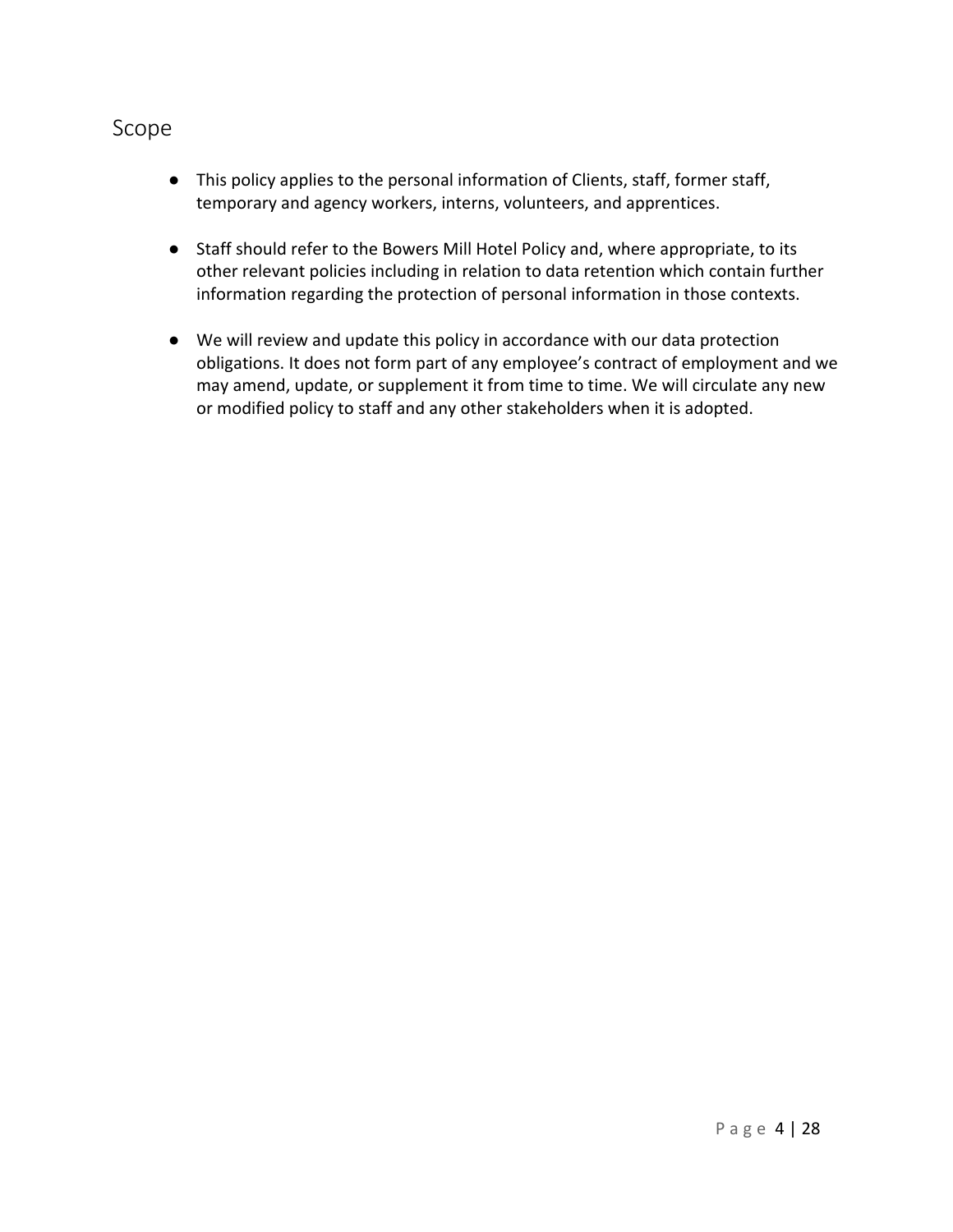## Scope

- This policy applies to the personal information of Clients, staff, former staff, temporary and agency workers, interns, volunteers, and apprentices.

- Staff should refer to the Bowers Mill Hotel Policy and, where appropriate, to its other relevant policies including in relation to data retention which contain further information regarding the protection of personal information in those contexts.

- We will review and update this policy in accordance with our data protection obligations. It does not form part of any employee's contract of employment and we may amend, update, or supplement it from time to time. We will circulate any new or modified policy to staff and any other stakeholders when it is adopted.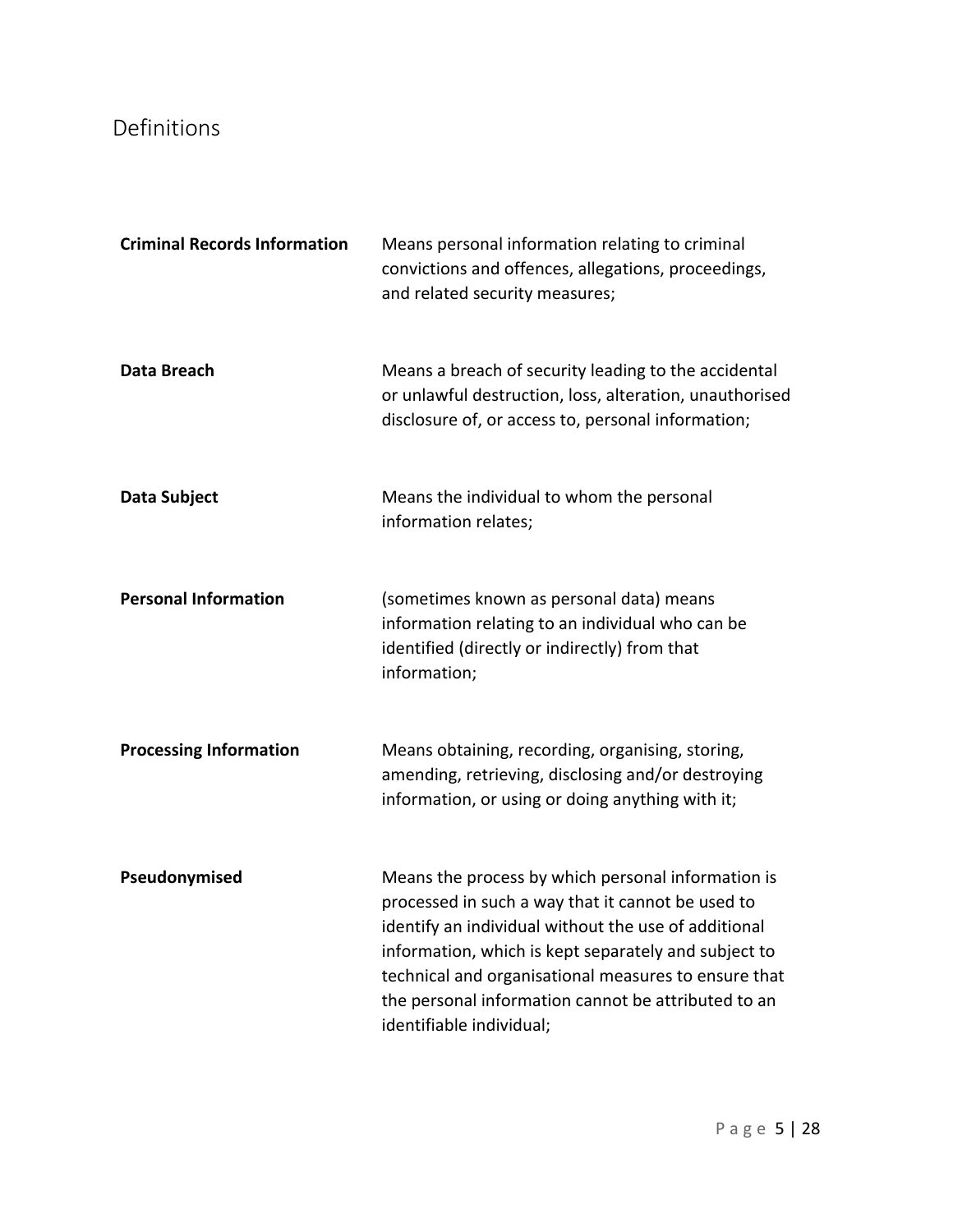## Definitions

| | |
|---|---|
| **Criminal Records Information** | Means personal information relating to criminal convictions and offences, allegations, proceedings, and related security measures; |
| **Data Breach** | Means a breach of security leading to the accidental or unlawful destruction, loss, alteration, unauthorised disclosure of, or access to, personal information; |
| **Data Subject** | Means the individual to whom the personal information relates; |
| **Personal Information** | (sometimes known as personal data) means information relating to an individual who can be identified (directly or indirectly) from that information; |
| **Processing Information** | Means obtaining, recording, organising, storing, amending, retrieving, disclosing and/or destroying information, or using or doing anything with it; |
| **Pseudonymised** | Means the process by which personal information is processed in such a way that it cannot be used to identify an individual without the use of additional information, which is kept separately and subject to technical and organisational measures to ensure that the personal information cannot be attributed to an identifiable individual; |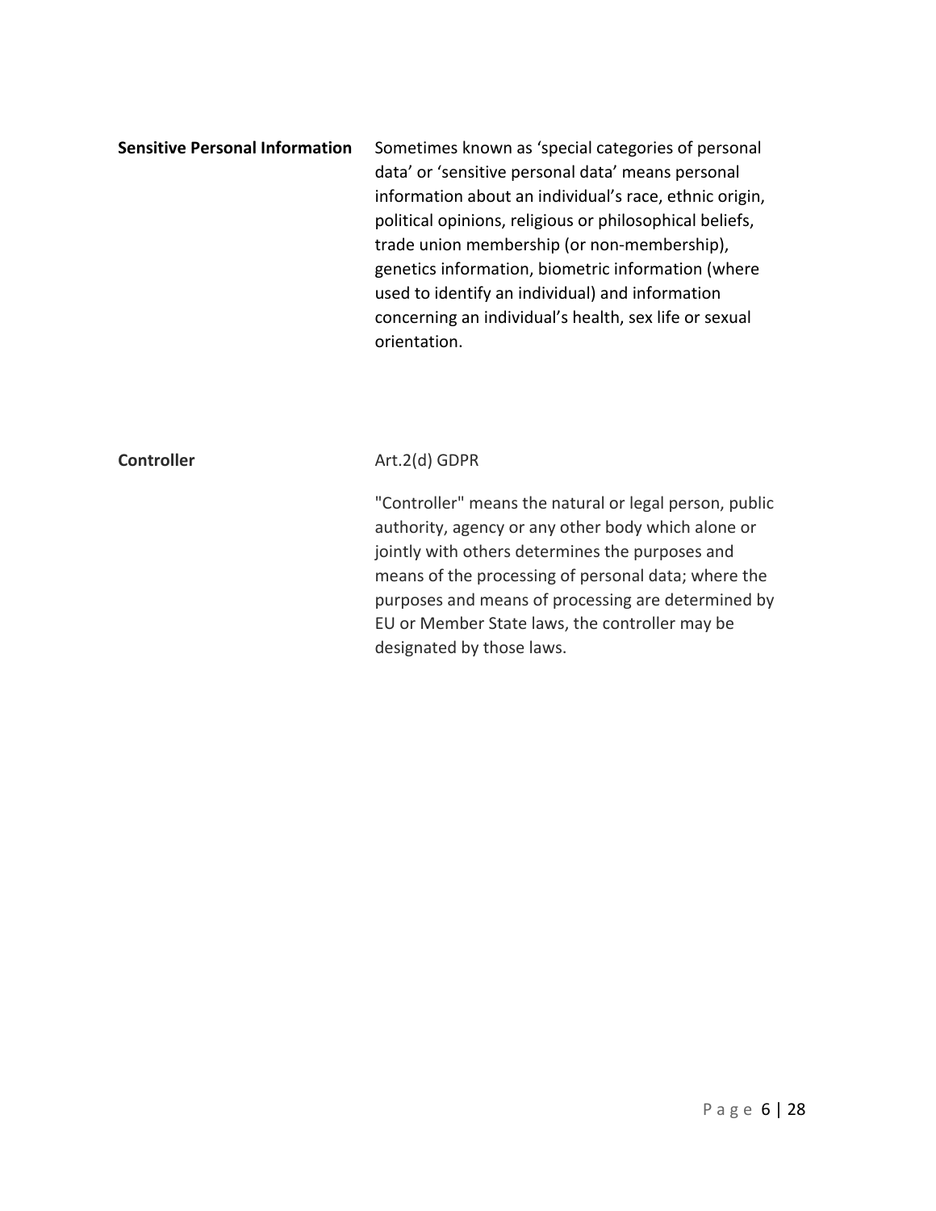**Sensitive Personal Information**

Sometimes known as 'special categories of personal data' or 'sensitive personal data' means personal information about an individual's race, ethnic origin, political opinions, religious or philosophical beliefs, trade union membership (or non-membership), genetics information, biometric information (where used to identify an individual) and information concerning an individual's health, sex life or sexual orientation.

**Controller**

Art.2(d) GDPR

"Controller" means the natural or legal person, public authority, agency or any other body which alone or jointly with others determines the purposes and means of the processing of personal data; where the purposes and means of processing are determined by EU or Member State laws, the controller may be designated by those laws.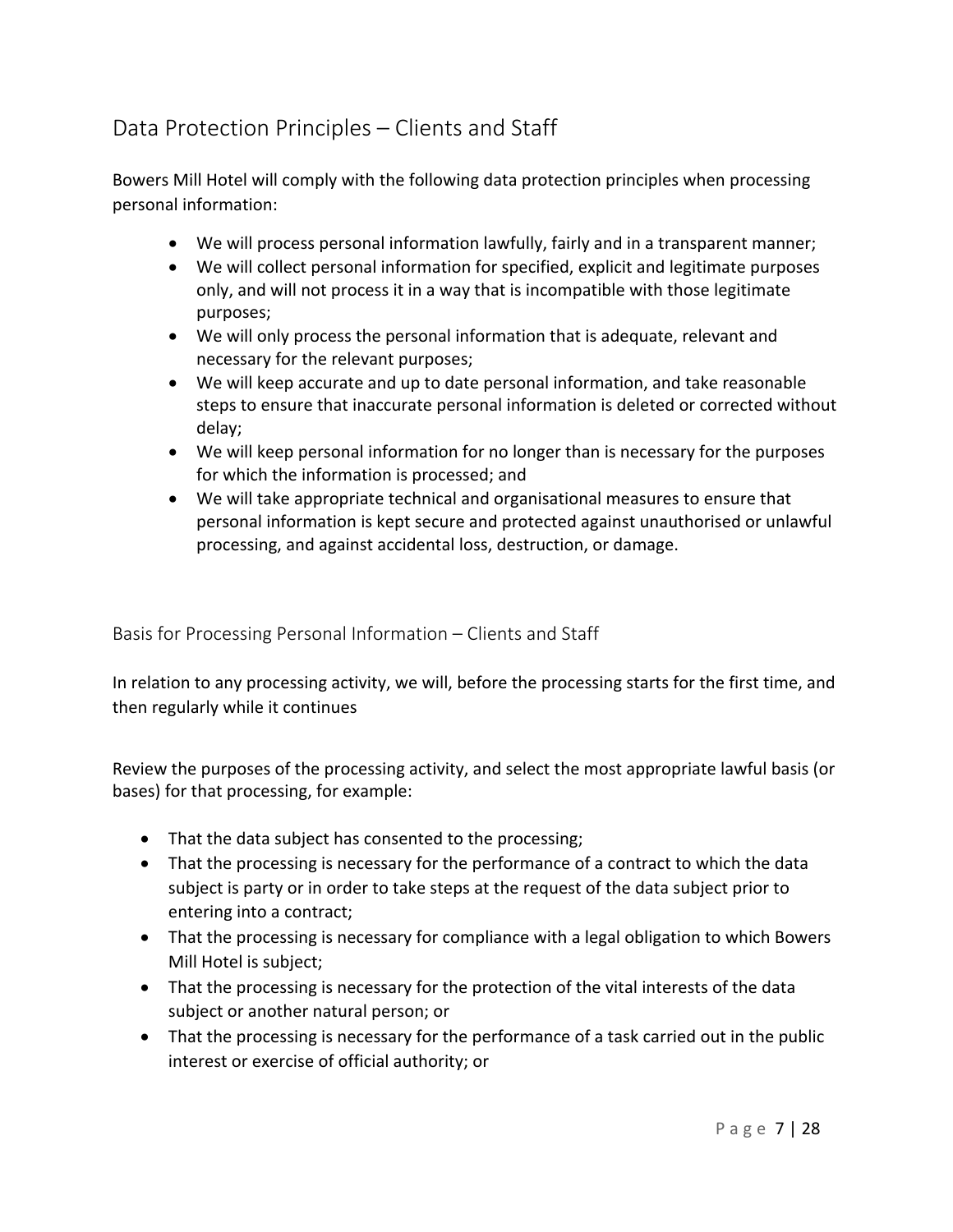## Data Protection Principles – Clients and Staff

Bowers Mill Hotel will comply with the following data protection principles when processing personal information:

- We will process personal information lawfully, fairly and in a transparent manner;
- We will collect personal information for specified, explicit and legitimate purposes only, and will not process it in a way that is incompatible with those legitimate purposes;
- We will only process the personal information that is adequate, relevant and necessary for the relevant purposes;
- We will keep accurate and up to date personal information, and take reasonable steps to ensure that inaccurate personal information is deleted or corrected without delay;
- We will keep personal information for no longer than is necessary for the purposes for which the information is processed; and
- We will take appropriate technical and organisational measures to ensure that personal information is kept secure and protected against unauthorised or unlawful processing, and against accidental loss, destruction, or damage.

### Basis for Processing Personal Information – Clients and Staff

In relation to any processing activity, we will, before the processing starts for the first time, and then regularly while it continues

Review the purposes of the processing activity, and select the most appropriate lawful basis (or bases) for that processing, for example:

- That the data subject has consented to the processing;
- That the processing is necessary for the performance of a contract to which the data subject is party or in order to take steps at the request of the data subject prior to entering into a contract;
- That the processing is necessary for compliance with a legal obligation to which Bowers Mill Hotel is subject;
- That the processing is necessary for the protection of the vital interests of the data subject or another natural person; or
- That the processing is necessary for the performance of a task carried out in the public interest or exercise of official authority; or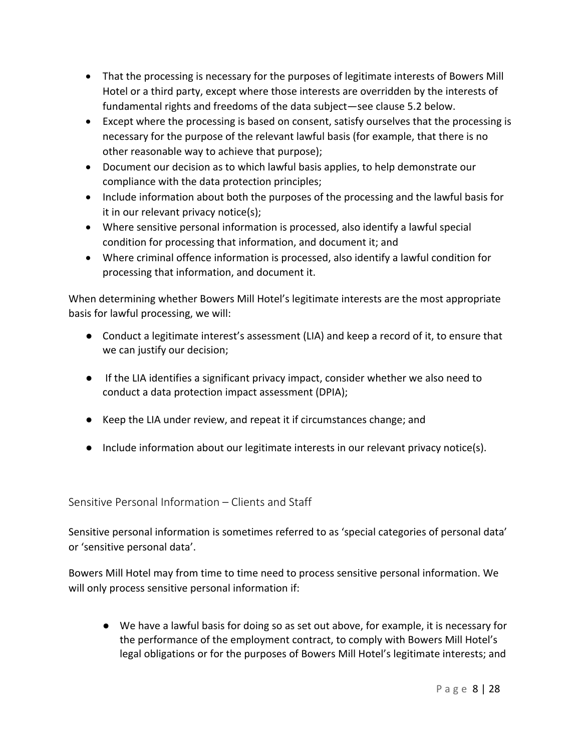- That the processing is necessary for the purposes of legitimate interests of Bowers Mill Hotel or a third party, except where those interests are overridden by the interests of fundamental rights and freedoms of the data subject—see clause 5.2 below.
- Except where the processing is based on consent, satisfy ourselves that the processing is necessary for the purpose of the relevant lawful basis (for example, that there is no other reasonable way to achieve that purpose);
- Document our decision as to which lawful basis applies, to help demonstrate our compliance with the data protection principles;
- Include information about both the purposes of the processing and the lawful basis for it in our relevant privacy notice(s);
- Where sensitive personal information is processed, also identify a lawful special condition for processing that information, and document it; and
- Where criminal offence information is processed, also identify a lawful condition for processing that information, and document it.

When determining whether Bowers Mill Hotel's legitimate interests are the most appropriate basis for lawful processing, we will:

- Conduct a legitimate interest's assessment (LIA) and keep a record of it, to ensure that we can justify our decision;
- If the LIA identifies a significant privacy impact, consider whether we also need to conduct a data protection impact assessment (DPIA);
- Keep the LIA under review, and repeat it if circumstances change; and
- Include information about our legitimate interests in our relevant privacy notice(s).

## Sensitive Personal Information – Clients and Staff

Sensitive personal information is sometimes referred to as 'special categories of personal data' or 'sensitive personal data'.

Bowers Mill Hotel may from time to time need to process sensitive personal information. We will only process sensitive personal information if:

- We have a lawful basis for doing so as set out above, for example, it is necessary for the performance of the employment contract, to comply with Bowers Mill Hotel's legal obligations or for the purposes of Bowers Mill Hotel's legitimate interests; and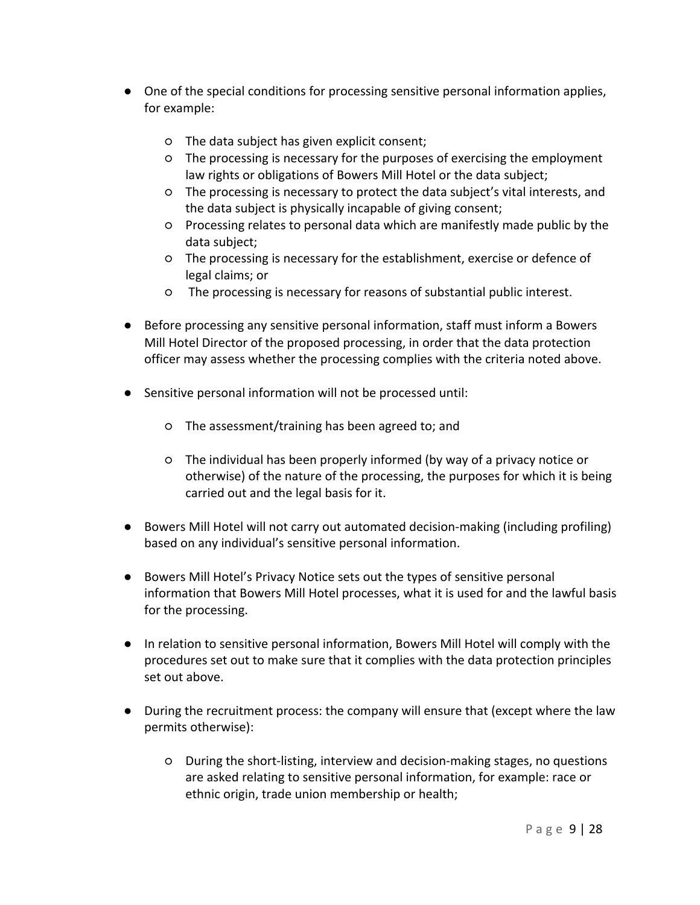- One of the special conditions for processing sensitive personal information applies, for example:

    - The data subject has given explicit consent;
    - The processing is necessary for the purposes of exercising the employment law rights or obligations of Bowers Mill Hotel or the data subject;
    - The processing is necessary to protect the data subject's vital interests, and the data subject is physically incapable of giving consent;
    - Processing relates to personal data which are manifestly made public by the data subject;
    - The processing is necessary for the establishment, exercise or defence of legal claims; or
    - The processing is necessary for reasons of substantial public interest.

- Before processing any sensitive personal information, staff must inform a Bowers Mill Hotel Director of the proposed processing, in order that the data protection officer may assess whether the processing complies with the criteria noted above.

- Sensitive personal information will not be processed until:

    - The assessment/training has been agreed to; and

    - The individual has been properly informed (by way of a privacy notice or otherwise) of the nature of the processing, the purposes for which it is being carried out and the legal basis for it.

- Bowers Mill Hotel will not carry out automated decision-making (including profiling) based on any individual's sensitive personal information.

- Bowers Mill Hotel's Privacy Notice sets out the types of sensitive personal information that Bowers Mill Hotel processes, what it is used for and the lawful basis for the processing.

- In relation to sensitive personal information, Bowers Mill Hotel will comply with the procedures set out to make sure that it complies with the data protection principles set out above.

- During the recruitment process: the company will ensure that (except where the law permits otherwise):

    - During the short-listing, interview and decision-making stages, no questions are asked relating to sensitive personal information, for example: race or ethnic origin, trade union membership or health;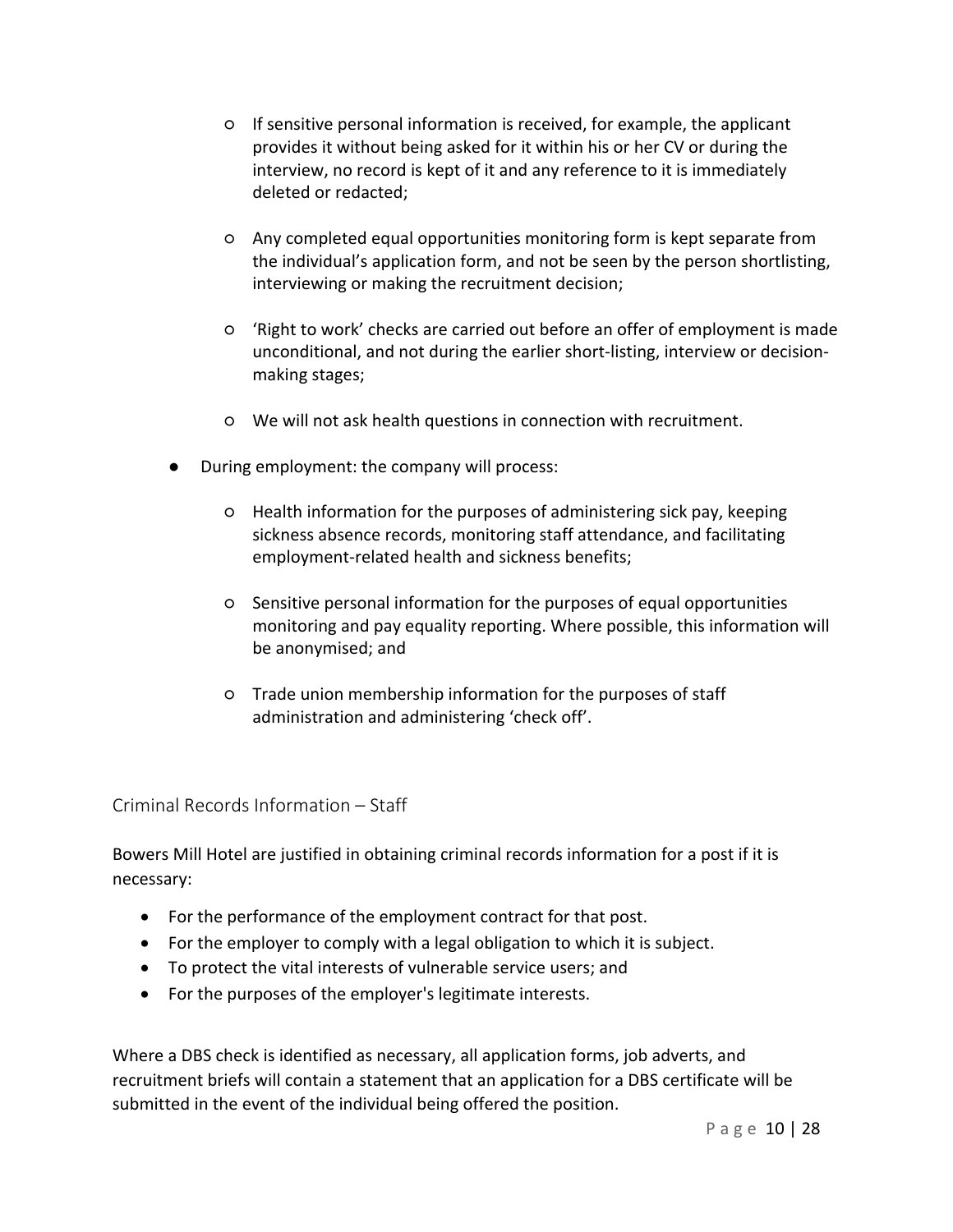- If sensitive personal information is received, for example, the applicant provides it without being asked for it within his or her CV or during the interview, no record is kept of it and any reference to it is immediately deleted or redacted;

  - Any completed equal opportunities monitoring form is kept separate from the individual's application form, and not be seen by the person shortlisting, interviewing or making the recruitment decision;

  - 'Right to work' checks are carried out before an offer of employment is made unconditional, and not during the earlier short-listing, interview or decision-making stages;

  - We will not ask health questions in connection with recruitment.

- During employment: the company will process:

  - Health information for the purposes of administering sick pay, keeping sickness absence records, monitoring staff attendance, and facilitating employment-related health and sickness benefits;

  - Sensitive personal information for the purposes of equal opportunities monitoring and pay equality reporting. Where possible, this information will be anonymised; and

  - Trade union membership information for the purposes of staff administration and administering 'check off'.

## Criminal Records Information – Staff

Bowers Mill Hotel are justified in obtaining criminal records information for a post if it is necessary:

- For the performance of the employment contract for that post.
- For the employer to comply with a legal obligation to which it is subject.
- To protect the vital interests of vulnerable service users; and
- For the purposes of the employer's legitimate interests.

Where a DBS check is identified as necessary, all application forms, job adverts, and recruitment briefs will contain a statement that an application for a DBS certificate will be submitted in the event of the individual being offered the position.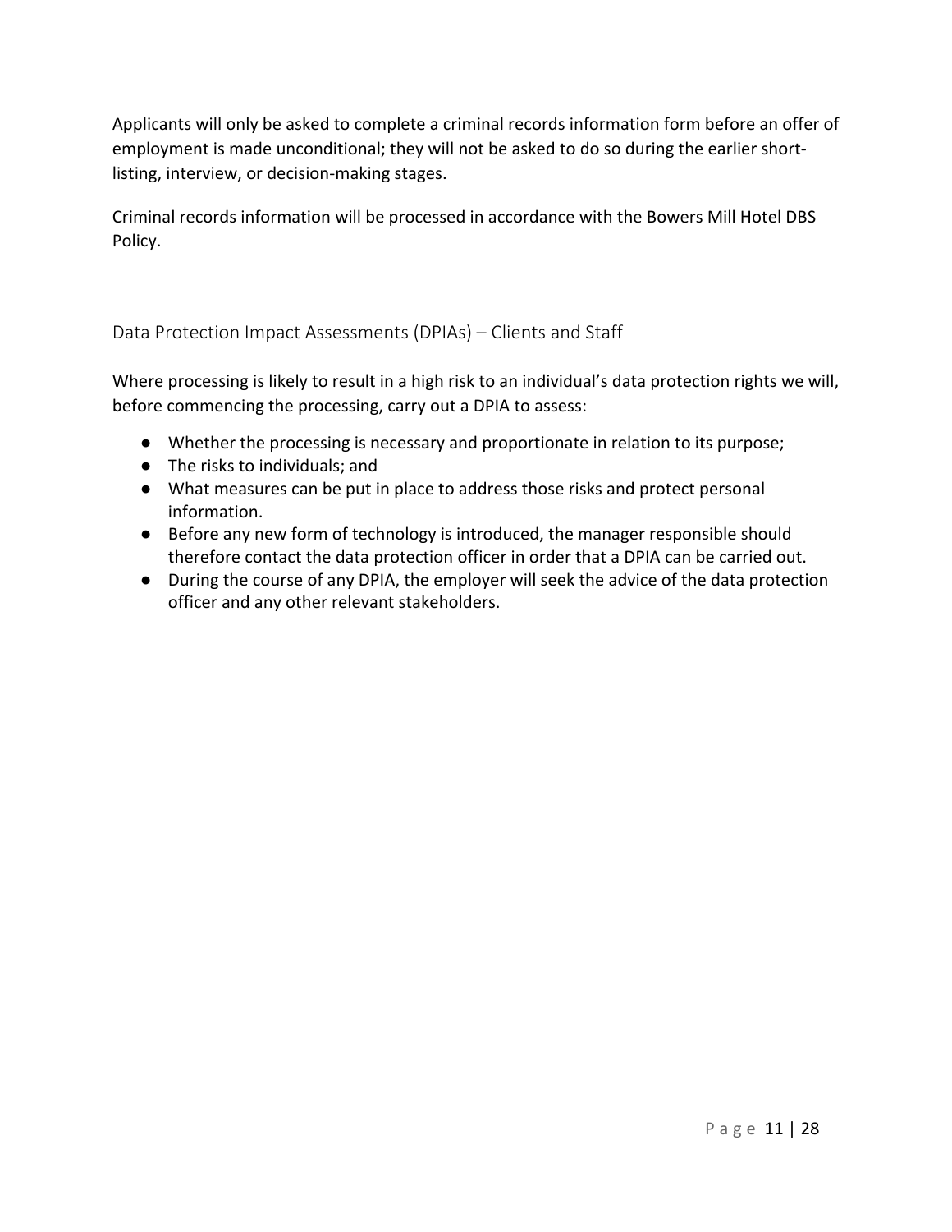Applicants will only be asked to complete a criminal records information form before an offer of employment is made unconditional; they will not be asked to do so during the earlier short-listing, interview, or decision-making stages.

Criminal records information will be processed in accordance with the Bowers Mill Hotel DBS Policy.

## Data Protection Impact Assessments (DPIAs) – Clients and Staff

Where processing is likely to result in a high risk to an individual's data protection rights we will, before commencing the processing, carry out a DPIA to assess:

- Whether the processing is necessary and proportionate in relation to its purpose;
- The risks to individuals; and
- What measures can be put in place to address those risks and protect personal information.
- Before any new form of technology is introduced, the manager responsible should therefore contact the data protection officer in order that a DPIA can be carried out.
- During the course of any DPIA, the employer will seek the advice of the data protection officer and any other relevant stakeholders.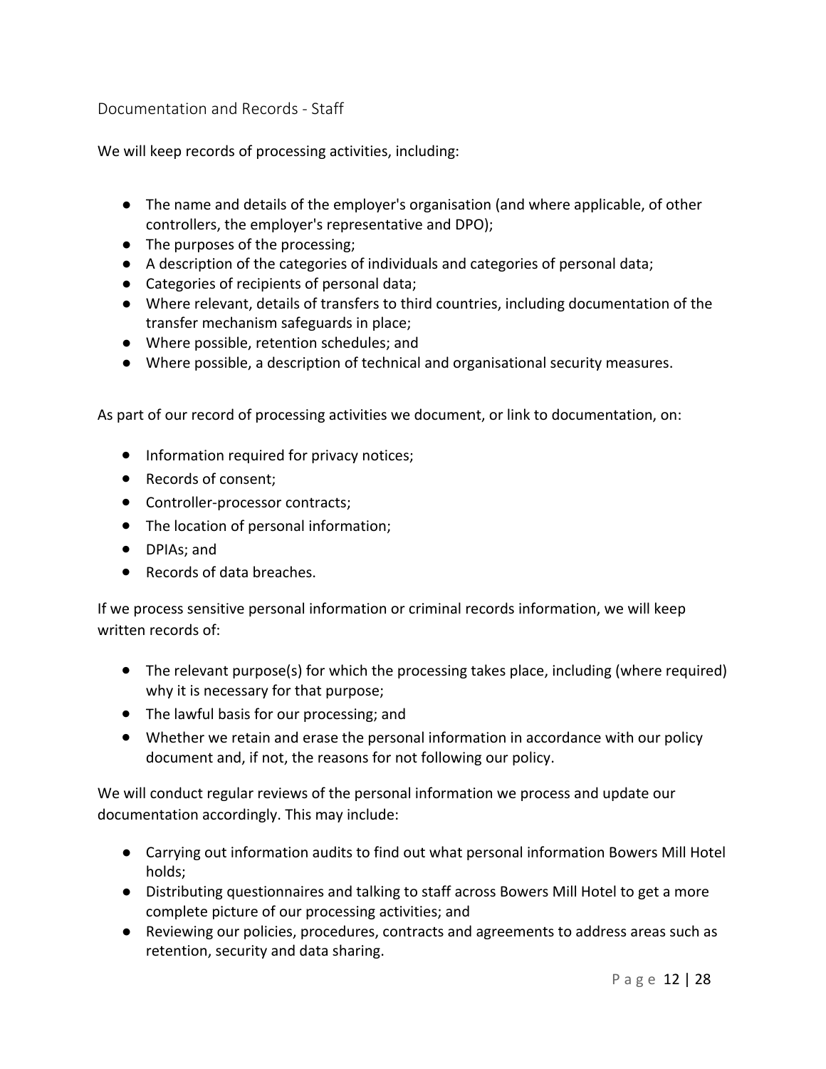## Documentation and Records - Staff

We will keep records of processing activities, including:

- The name and details of the employer's organisation (and where applicable, of other controllers, the employer's representative and DPO);
- The purposes of the processing;
- A description of the categories of individuals and categories of personal data;
- Categories of recipients of personal data;
- Where relevant, details of transfers to third countries, including documentation of the transfer mechanism safeguards in place;
- Where possible, retention schedules; and
- Where possible, a description of technical and organisational security measures.

As part of our record of processing activities we document, or link to documentation, on:

- Information required for privacy notices;
- Records of consent;
- Controller-processor contracts;
- The location of personal information;
- DPIAs; and
- Records of data breaches.

If we process sensitive personal information or criminal records information, we will keep written records of:

- The relevant purpose(s) for which the processing takes place, including (where required) why it is necessary for that purpose;
- The lawful basis for our processing; and
- Whether we retain and erase the personal information in accordance with our policy document and, if not, the reasons for not following our policy.

We will conduct regular reviews of the personal information we process and update our documentation accordingly. This may include:

- Carrying out information audits to find out what personal information Bowers Mill Hotel holds;
- Distributing questionnaires and talking to staff across Bowers Mill Hotel to get a more complete picture of our processing activities; and
- Reviewing our policies, procedures, contracts and agreements to address areas such as retention, security and data sharing.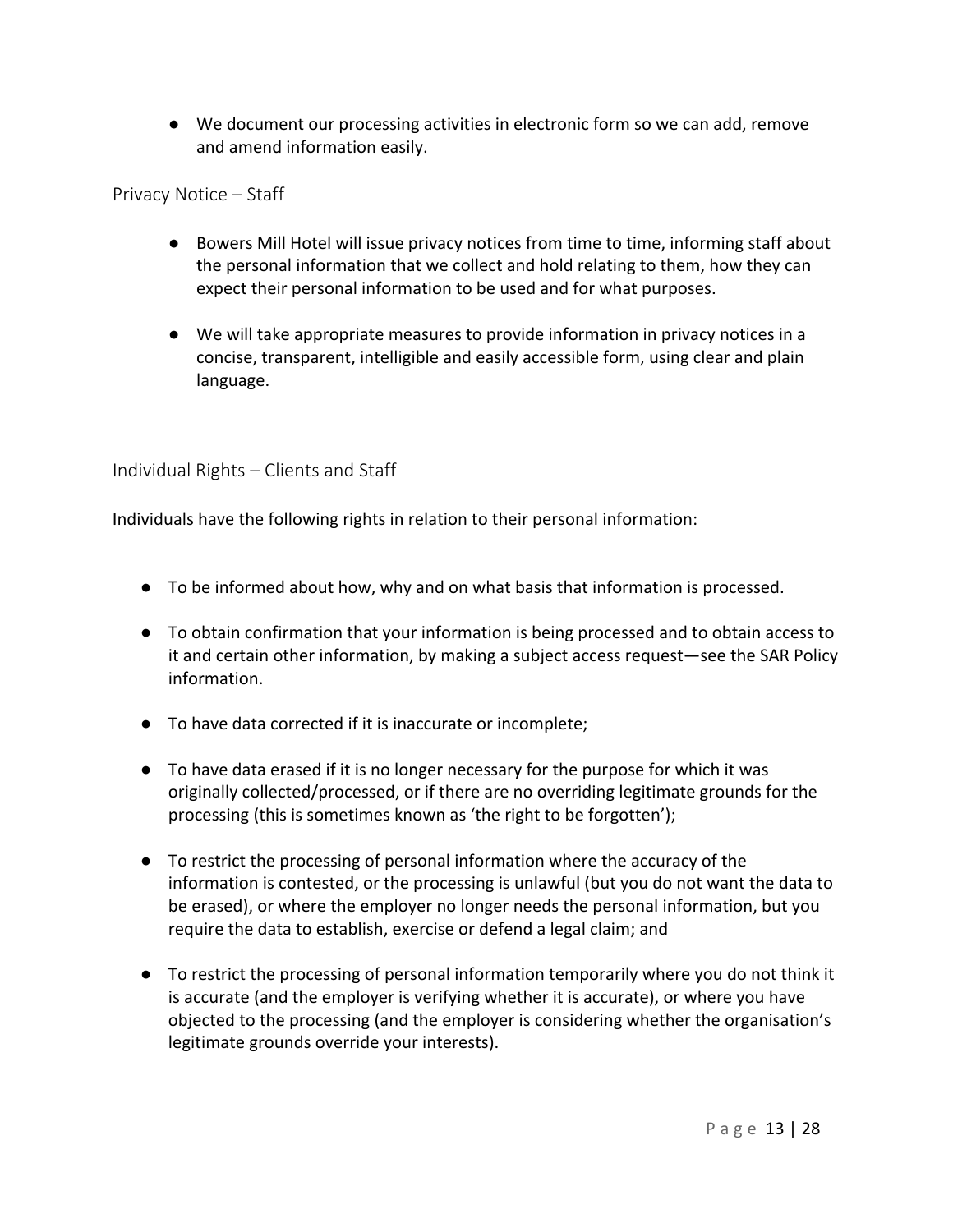- We document our processing activities in electronic form so we can add, remove and amend information easily.

## Privacy Notice – Staff

- Bowers Mill Hotel will issue privacy notices from time to time, informing staff about the personal information that we collect and hold relating to them, how they can expect their personal information to be used and for what purposes.

- We will take appropriate measures to provide information in privacy notices in a concise, transparent, intelligible and easily accessible form, using clear and plain language.

## Individual Rights – Clients and Staff

Individuals have the following rights in relation to their personal information:

- To be informed about how, why and on what basis that information is processed.

- To obtain confirmation that your information is being processed and to obtain access to it and certain other information, by making a subject access request—see the SAR Policy information.

- To have data corrected if it is inaccurate or incomplete;

- To have data erased if it is no longer necessary for the purpose for which it was originally collected/processed, or if there are no overriding legitimate grounds for the processing (this is sometimes known as 'the right to be forgotten');

- To restrict the processing of personal information where the accuracy of the information is contested, or the processing is unlawful (but you do not want the data to be erased), or where the employer no longer needs the personal information, but you require the data to establish, exercise or defend a legal claim; and

- To restrict the processing of personal information temporarily where you do not think it is accurate (and the employer is verifying whether it is accurate), or where you have objected to the processing (and the employer is considering whether the organisation's legitimate grounds override your interests).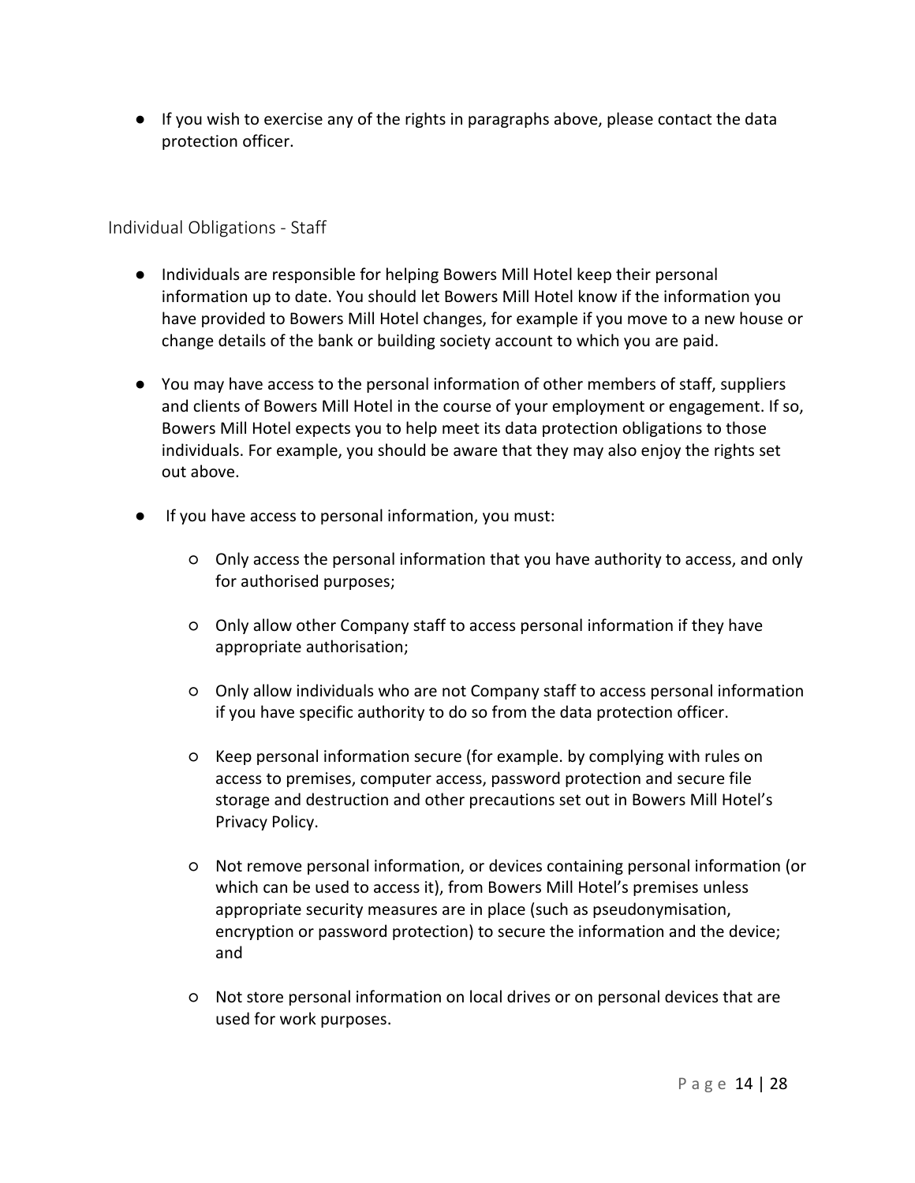- If you wish to exercise any of the rights in paragraphs above, please contact the data protection officer.

## Individual Obligations - Staff

- Individuals are responsible for helping Bowers Mill Hotel keep their personal information up to date. You should let Bowers Mill Hotel know if the information you have provided to Bowers Mill Hotel changes, for example if you move to a new house or change details of the bank or building society account to which you are paid.

- You may have access to the personal information of other members of staff, suppliers and clients of Bowers Mill Hotel in the course of your employment or engagement. If so, Bowers Mill Hotel expects you to help meet its data protection obligations to those individuals. For example, you should be aware that they may also enjoy the rights set out above.

- If you have access to personal information, you must:

    - Only access the personal information that you have authority to access, and only for authorised purposes;

    - Only allow other Company staff to access personal information if they have appropriate authorisation;

    - Only allow individuals who are not Company staff to access personal information if you have specific authority to do so from the data protection officer.

    - Keep personal information secure (for example. by complying with rules on access to premises, computer access, password protection and secure file storage and destruction and other precautions set out in Bowers Mill Hotel's Privacy Policy.

    - Not remove personal information, or devices containing personal information (or which can be used to access it), from Bowers Mill Hotel's premises unless appropriate security measures are in place (such as pseudonymisation, encryption or password protection) to secure the information and the device; and

    - Not store personal information on local drives or on personal devices that are used for work purposes.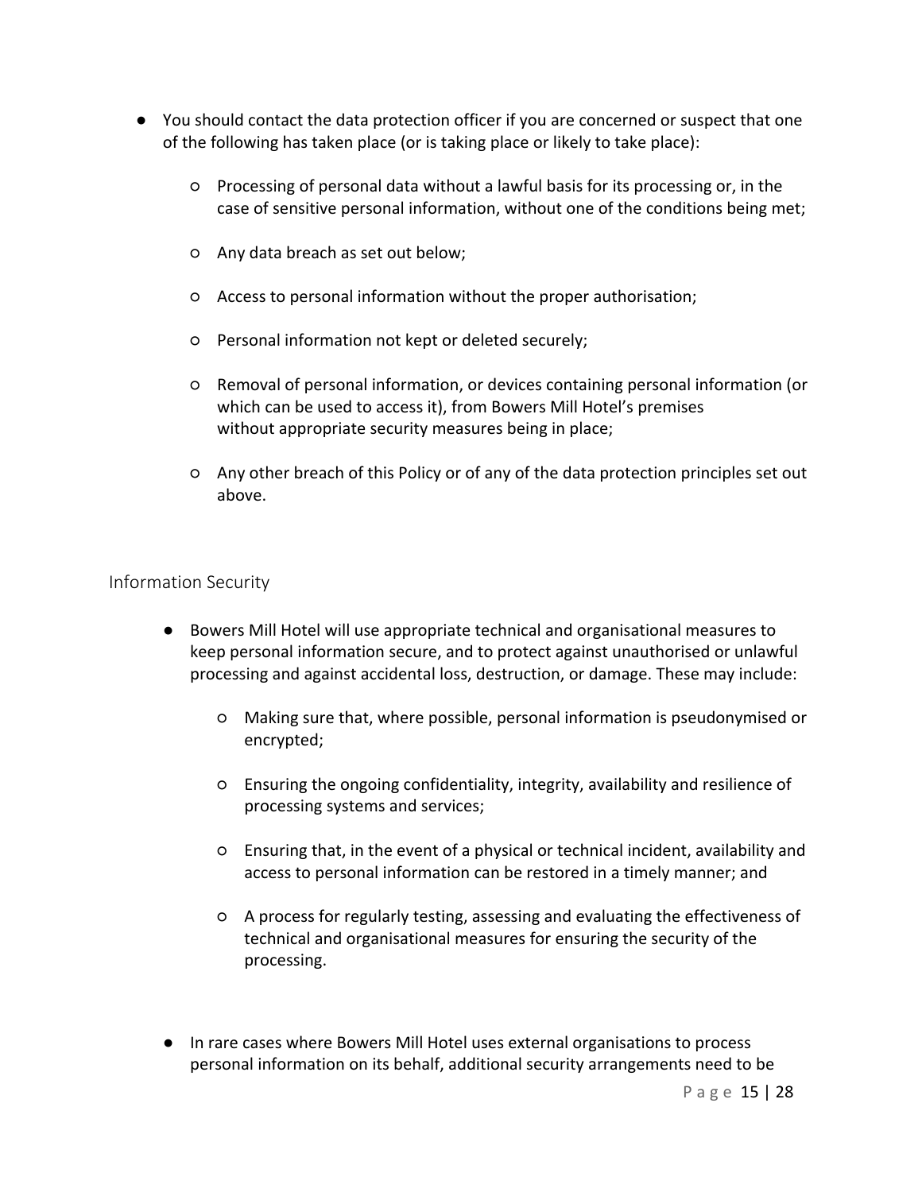- You should contact the data protection officer if you are concerned or suspect that one of the following has taken place (or is taking place or likely to take place):
    - Processing of personal data without a lawful basis for its processing or, in the case of sensitive personal information, without one of the conditions being met;
    - Any data breach as set out below;
    - Access to personal information without the proper authorisation;
    - Personal information not kept or deleted securely;
    - Removal of personal information, or devices containing personal information (or which can be used to access it), from Bowers Mill Hotel's premises without appropriate security measures being in place;
    - Any other breach of this Policy or of any of the data protection principles set out above.

## Information Security

- Bowers Mill Hotel will use appropriate technical and organisational measures to keep personal information secure, and to protect against unauthorised or unlawful processing and against accidental loss, destruction, or damage. These may include:
    - Making sure that, where possible, personal information is pseudonymised or encrypted;
    - Ensuring the ongoing confidentiality, integrity, availability and resilience of processing systems and services;
    - Ensuring that, in the event of a physical or technical incident, availability and access to personal information can be restored in a timely manner; and
    - A process for regularly testing, assessing and evaluating the effectiveness of technical and organisational measures for ensuring the security of the processing.

- In rare cases where Bowers Mill Hotel uses external organisations to process personal information on its behalf, additional security arrangements need to be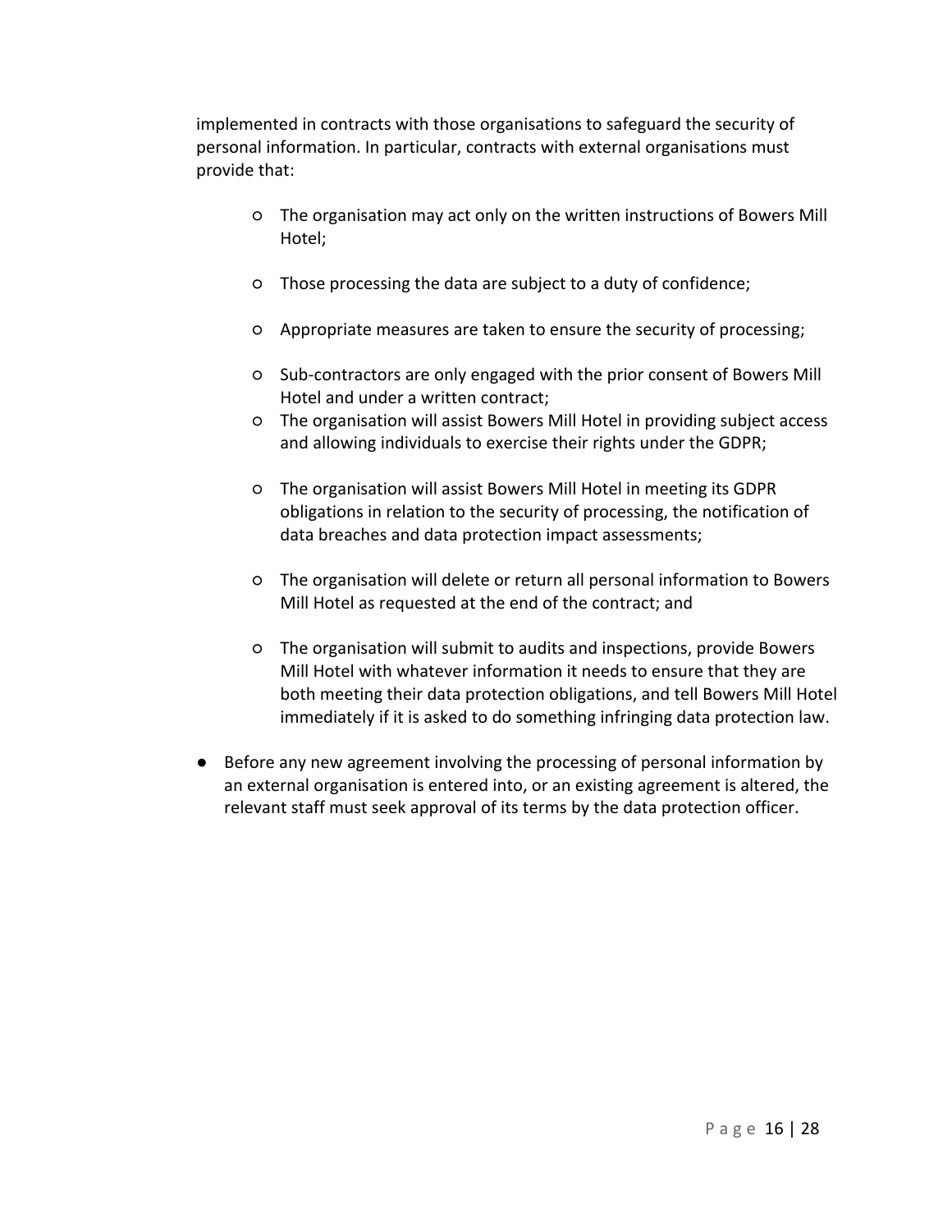implemented in contracts with those organisations to safeguard the security of personal information. In particular, contracts with external organisations must provide that:

  - The organisation may act only on the written instructions of Bowers Mill Hotel;
  - Those processing the data are subject to a duty of confidence;
  - Appropriate measures are taken to ensure the security of processing;
  - Sub-contractors are only engaged with the prior consent of Bowers Mill Hotel and under a written contract;
  - The organisation will assist Bowers Mill Hotel in providing subject access and allowing individuals to exercise their rights under the GDPR;
  - The organisation will assist Bowers Mill Hotel in meeting its GDPR obligations in relation to the security of processing, the notification of data breaches and data protection impact assessments;
  - The organisation will delete or return all personal information to Bowers Mill Hotel as requested at the end of the contract; and
  - The organisation will submit to audits and inspections, provide Bowers Mill Hotel with whatever information it needs to ensure that they are both meeting their data protection obligations, and tell Bowers Mill Hotel immediately if it is asked to do something infringing data protection law.

- Before any new agreement involving the processing of personal information by an external organisation is entered into, or an existing agreement is altered, the relevant staff must seek approval of its terms by the data protection officer.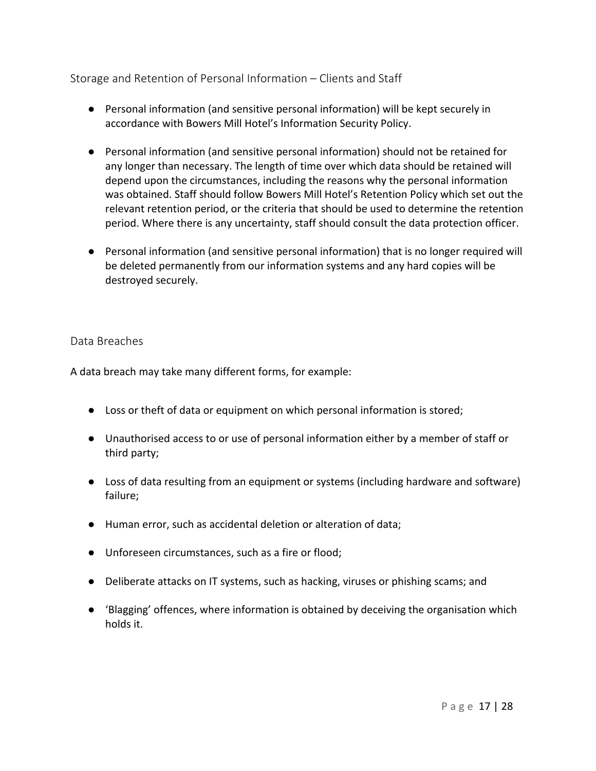## Storage and Retention of Personal Information – Clients and Staff

- Personal information (and sensitive personal information) will be kept securely in accordance with Bowers Mill Hotel's Information Security Policy.
- Personal information (and sensitive personal information) should not be retained for any longer than necessary. The length of time over which data should be retained will depend upon the circumstances, including the reasons why the personal information was obtained. Staff should follow Bowers Mill Hotel's Retention Policy which set out the relevant retention period, or the criteria that should be used to determine the retention period. Where there is any uncertainty, staff should consult the data protection officer.
- Personal information (and sensitive personal information) that is no longer required will be deleted permanently from our information systems and any hard copies will be destroyed securely.

## Data Breaches

A data breach may take many different forms, for example:

- Loss or theft of data or equipment on which personal information is stored;
- Unauthorised access to or use of personal information either by a member of staff or third party;
- Loss of data resulting from an equipment or systems (including hardware and software) failure;
- Human error, such as accidental deletion or alteration of data;
- Unforeseen circumstances, such as a fire or flood;
- Deliberate attacks on IT systems, such as hacking, viruses or phishing scams; and
- 'Blagging' offences, where information is obtained by deceiving the organisation which holds it.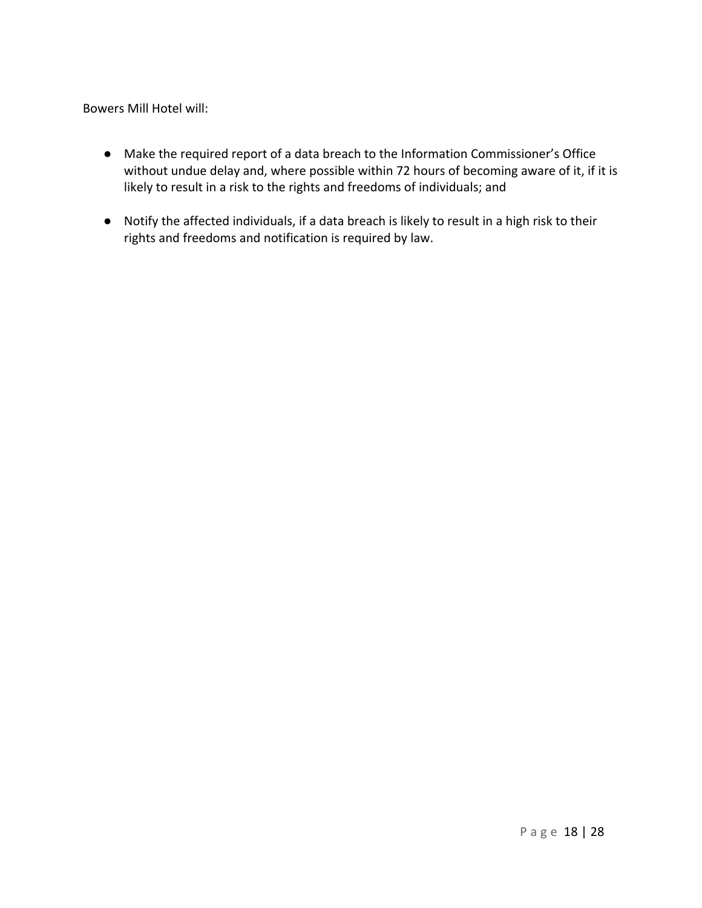Bowers Mill Hotel will:

- Make the required report of a data breach to the Information Commissioner's Office without undue delay and, where possible within 72 hours of becoming aware of it, if it is likely to result in a risk to the rights and freedoms of individuals; and

- Notify the affected individuals, if a data breach is likely to result in a high risk to their rights and freedoms and notification is required by law.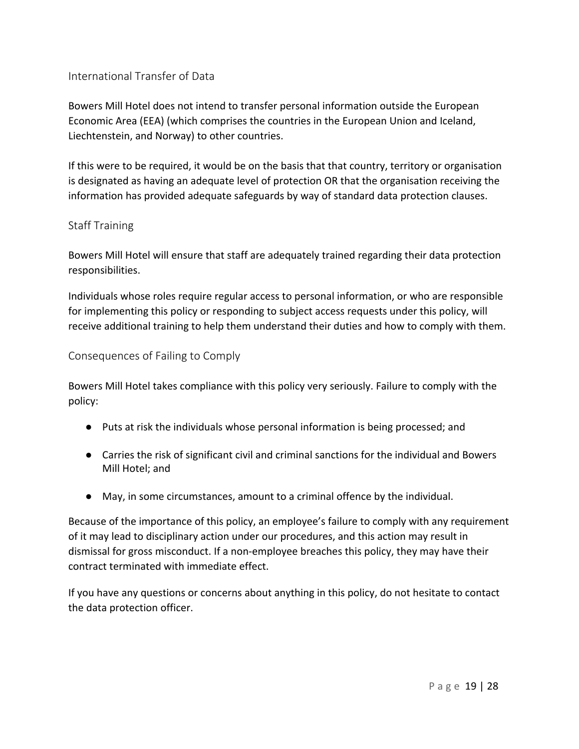## International Transfer of Data

Bowers Mill Hotel does not intend to transfer personal information outside the European Economic Area (EEA) (which comprises the countries in the European Union and Iceland, Liechtenstein, and Norway) to other countries.

If this were to be required, it would be on the basis that that country, territory or organisation is designated as having an adequate level of protection OR that the organisation receiving the information has provided adequate safeguards by way of standard data protection clauses.

## Staff Training

Bowers Mill Hotel will ensure that staff are adequately trained regarding their data protection responsibilities.

Individuals whose roles require regular access to personal information, or who are responsible for implementing this policy or responding to subject access requests under this policy, will receive additional training to help them understand their duties and how to comply with them.

## Consequences of Failing to Comply

Bowers Mill Hotel takes compliance with this policy very seriously. Failure to comply with the policy:

- Puts at risk the individuals whose personal information is being processed; and
- Carries the risk of significant civil and criminal sanctions for the individual and Bowers Mill Hotel; and
- May, in some circumstances, amount to a criminal offence by the individual.

Because of the importance of this policy, an employee's failure to comply with any requirement of it may lead to disciplinary action under our procedures, and this action may result in dismissal for gross misconduct. If a non-employee breaches this policy, they may have their contract terminated with immediate effect.

If you have any questions or concerns about anything in this policy, do not hesitate to contact the data protection officer.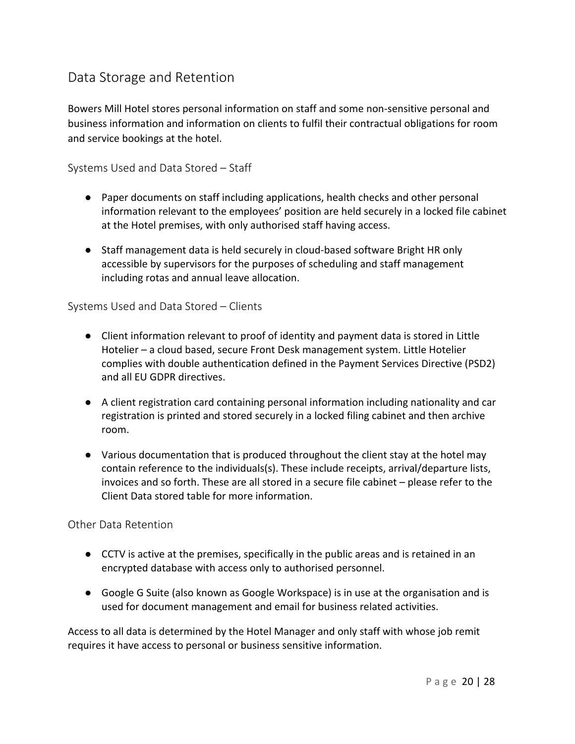## Data Storage and Retention

Bowers Mill Hotel stores personal information on staff and some non-sensitive personal and business information and information on clients to fulfil their contractual obligations for room and service bookings at the hotel.

### Systems Used and Data Stored – Staff

- Paper documents on staff including applications, health checks and other personal information relevant to the employees' position are held securely in a locked file cabinet at the Hotel premises, with only authorised staff having access.
- Staff management data is held securely in cloud-based software Bright HR only accessible by supervisors for the purposes of scheduling and staff management including rotas and annual leave allocation.

### Systems Used and Data Stored – Clients

- Client information relevant to proof of identity and payment data is stored in Little Hotelier – a cloud based, secure Front Desk management system. Little Hotelier complies with double authentication defined in the Payment Services Directive (PSD2) and all EU GDPR directives.
- A client registration card containing personal information including nationality and car registration is printed and stored securely in a locked filing cabinet and then archive room.
- Various documentation that is produced throughout the client stay at the hotel may contain reference to the individuals(s). These include receipts, arrival/departure lists, invoices and so forth. These are all stored in a secure file cabinet – please refer to the Client Data stored table for more information.

### Other Data Retention

- CCTV is active at the premises, specifically in the public areas and is retained in an encrypted database with access only to authorised personnel.
- Google G Suite (also known as Google Workspace) is in use at the organisation and is used for document management and email for business related activities.

Access to all data is determined by the Hotel Manager and only staff with whose job remit requires it have access to personal or business sensitive information.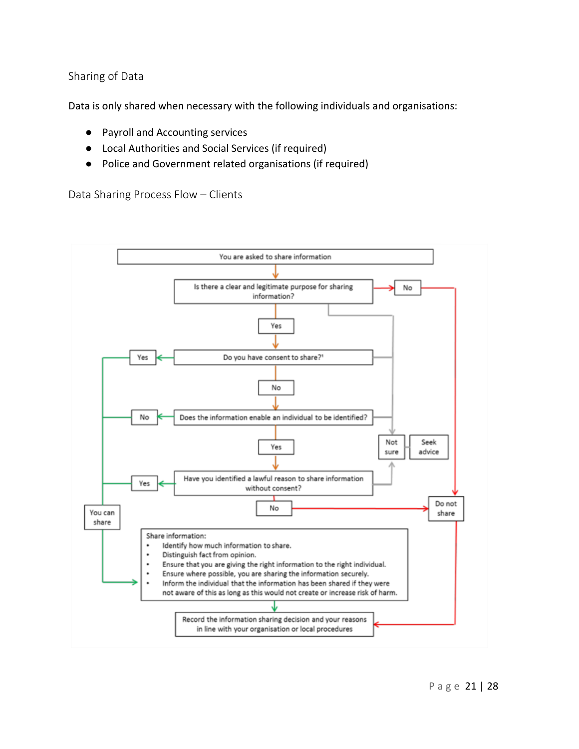## Sharing of Data

Data is only shared when necessary with the following individuals and organisations:

- Payroll and Accounting services
- Local Authorities and Social Services (if required)
- Police and Government related organisations (if required)

## Data Sharing Process Flow – Clients

You are asked to share information

Is there a clear and legitimate purpose for sharing information?

Yes

No

Do you have consent to share?[1]

Yes

No

Does the information enable an individual to be identified?

No

Yes

Not sure

Seek advice

Have you identified a lawful reason to share information without consent?

Yes

No

Do not share

You can share

Share information:

- Identify how much information to share.
- Distinguish fact from opinion.
- Ensure that you are giving the right information to the right individual.
- Ensure where possible, you are sharing the information securely.
- Inform the individual that the information has been shared if they were not aware of this as long as this would not create or increase risk of harm.

Record the information sharing decision and your reasons in line with your organisation or local procedures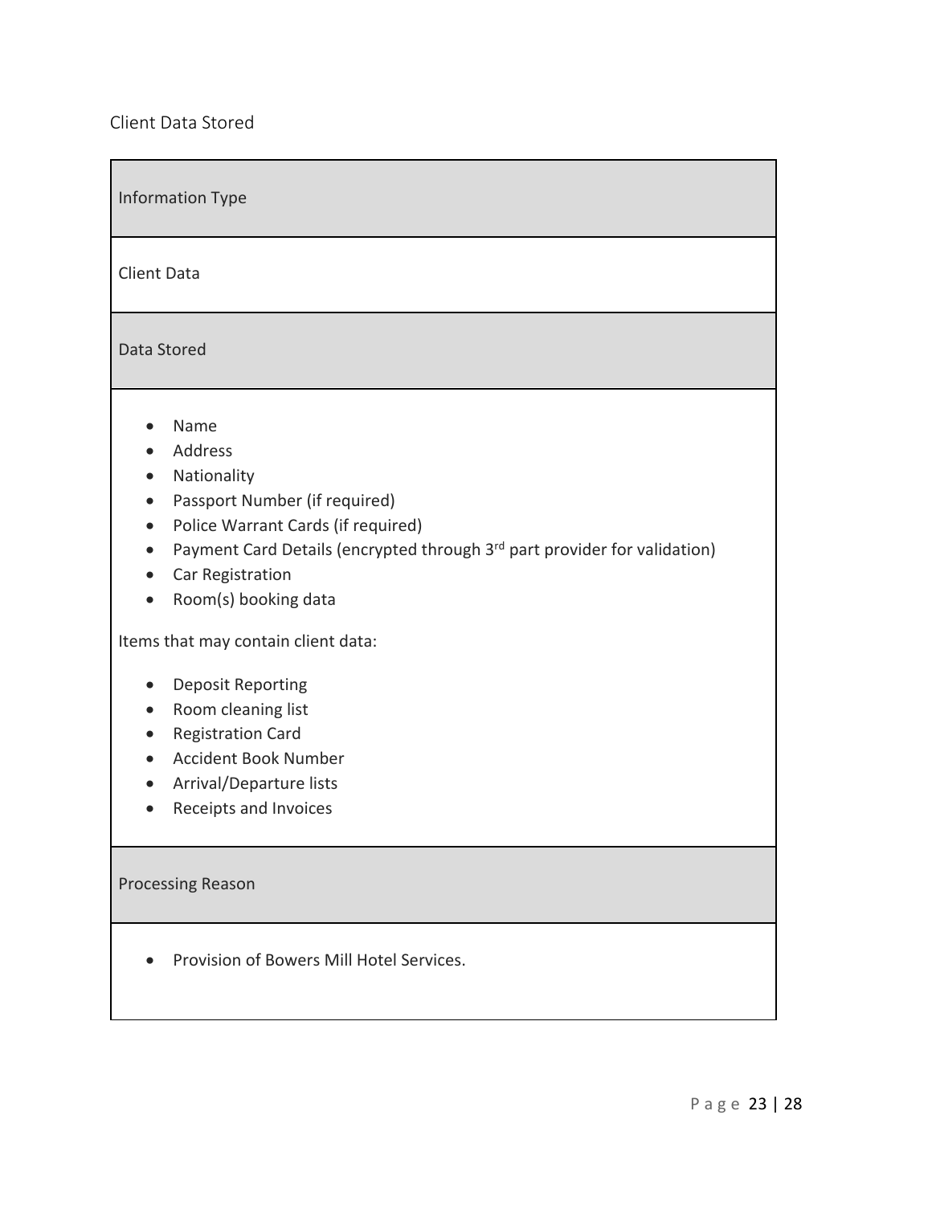## Client Data Stored

| Information Type |
| --- |
| Client Data |
| **Data Stored** |
| • Name<br>• Address<br>• Nationality<br>• Passport Number (if required)<br>• Police Warrant Cards (if required)<br>• Payment Card Details (encrypted through 3rd part provider for validation)<br>• Car Registration<br>• Room(s) booking data<br><br>Items that may contain client data:<br><br>• Deposit Reporting<br>• Room cleaning list<br>• Registration Card<br>• Accident Book Number<br>• Arrival/Departure lists<br>• Receipts and Invoices |
| **Processing Reason** |
| • Provision of Bowers Mill Hotel Services. |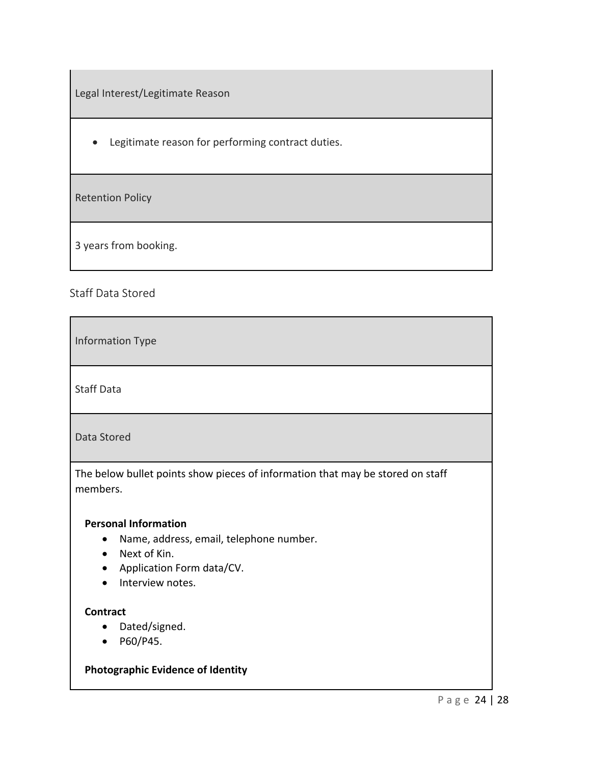| Legal Interest/Legitimate Reason |
| --- |
| • Legitimate reason for performing contract duties. |
| **Retention Policy** |
| 3 years from booking. |

## Staff Data Stored

| Information Type |
| --- |
| Staff Data |
| **Data Stored** |
| The below bullet points show pieces of information that may be stored on staff members.<br><br>**Personal Information**<br>• Name, address, email, telephone number.<br>• Next of Kin.<br>• Application Form data/CV.<br>• Interview notes.<br><br>**Contract**<br>• Dated/signed.<br>• P60/P45.<br><br>**Photographic Evidence of Identity** |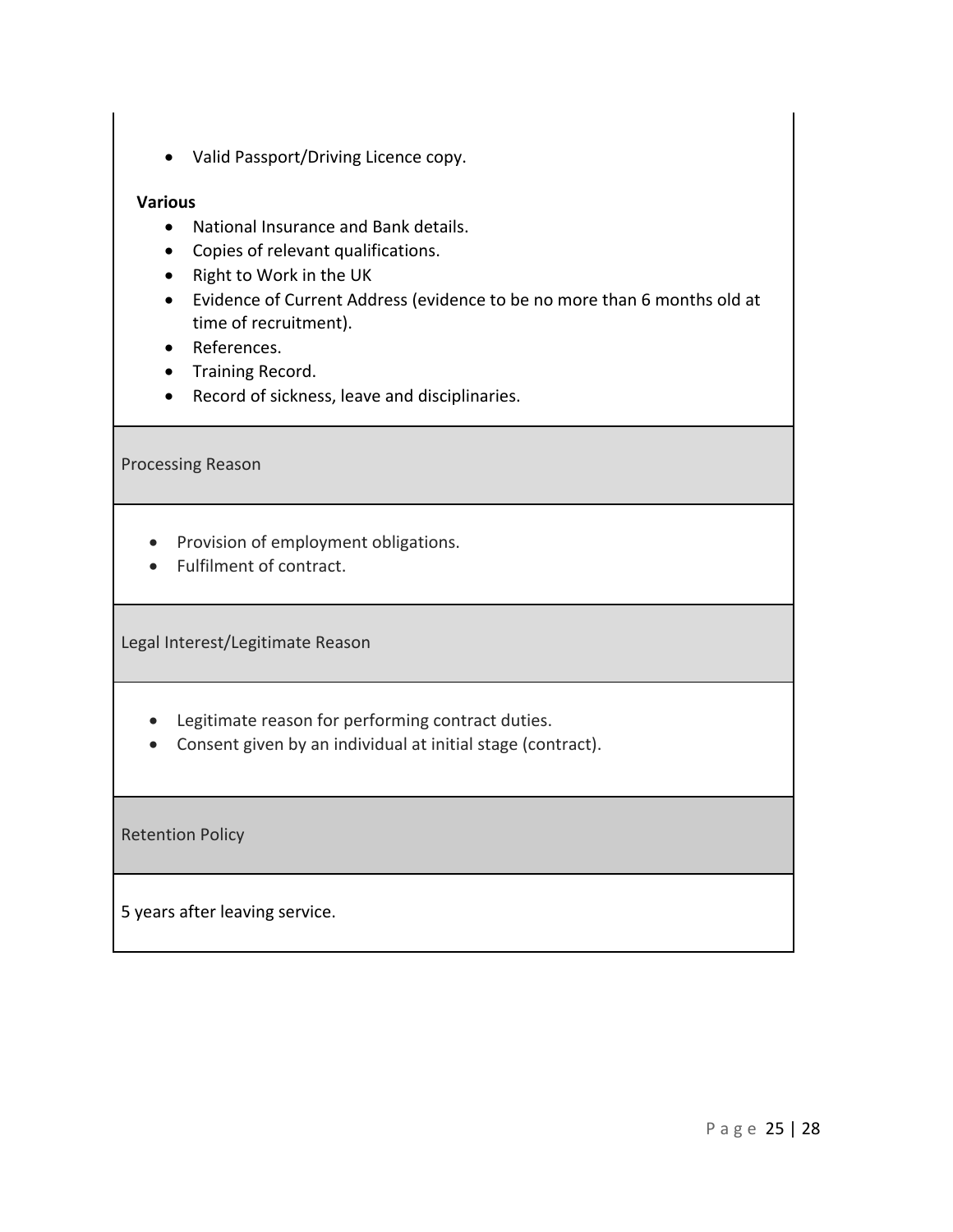- Valid Passport/Driving Licence copy.

**Various**

- National Insurance and Bank details.
- Copies of relevant qualifications.
- Right to Work in the UK
- Evidence of Current Address (evidence to be no more than 6 months old at time of recruitment).
- References.
- Training Record.
- Record of sickness, leave and disciplinaries.

| Processing Reason |
| --- |
| • Provision of employment obligations.<br>• Fulfilment of contract. |
| **Legal Interest/Legitimate Reason** |
| • Legitimate reason for performing contract duties.<br>• Consent given by an individual at initial stage (contract). |
| **Retention Policy** |
| 5 years after leaving service. |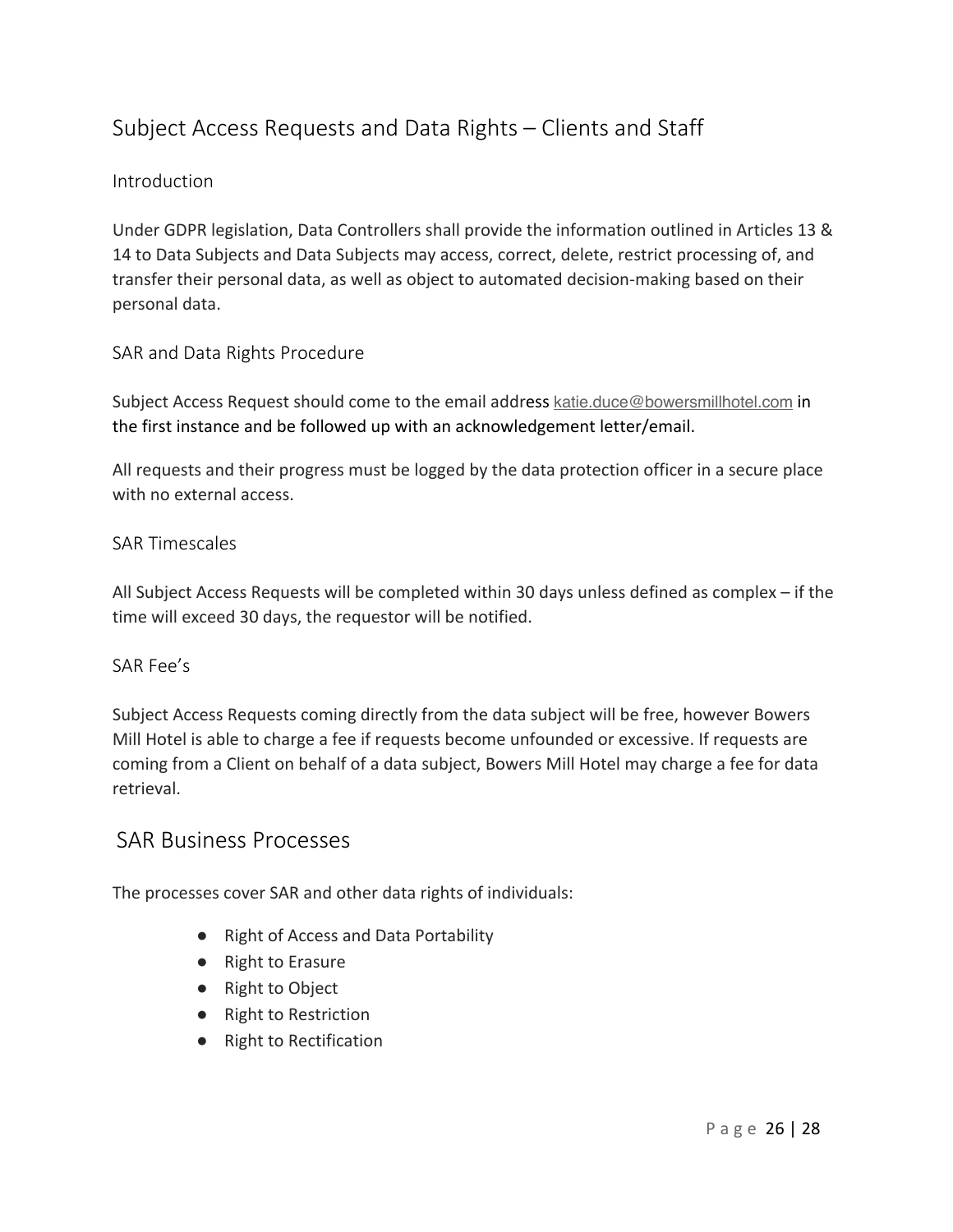# Subject Access Requests and Data Rights – Clients and Staff

## Introduction

Under GDPR legislation, Data Controllers shall provide the information outlined in Articles 13 & 14 to Data Subjects and Data Subjects may access, correct, delete, restrict processing of, and transfer their personal data, as well as object to automated decision-making based on their personal data.

## SAR and Data Rights Procedure

Subject Access Request should come to the email address katie.duce@bowersmillhotel.com in the first instance and be followed up with an acknowledgement letter/email.

All requests and their progress must be logged by the data protection officer in a secure place with no external access.

## SAR Timescales

All Subject Access Requests will be completed within 30 days unless defined as complex – if the time will exceed 30 days, the requestor will be notified.

## SAR Fee's

Subject Access Requests coming directly from the data subject will be free, however Bowers Mill Hotel is able to charge a fee if requests become unfounded or excessive. If requests are coming from a Client on behalf of a data subject, Bowers Mill Hotel may charge a fee for data retrieval.

# SAR Business Processes

The processes cover SAR and other data rights of individuals:

- Right of Access and Data Portability
- Right to Erasure
- Right to Object
- Right to Restriction
- Right to Rectification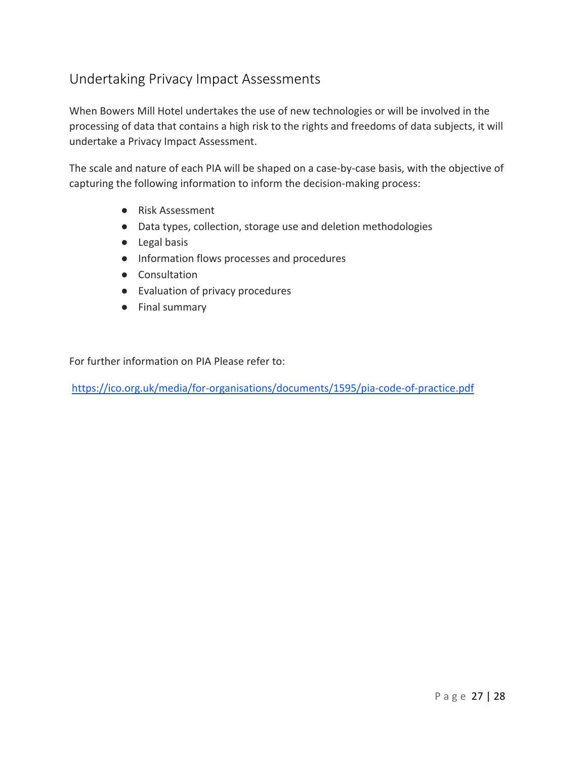## Undertaking Privacy Impact Assessments

When Bowers Mill Hotel undertakes the use of new technologies or will be involved in the processing of data that contains a high risk to the rights and freedoms of data subjects, it will undertake a Privacy Impact Assessment.

The scale and nature of each PIA will be shaped on a case-by-case basis, with the objective of capturing the following information to inform the decision-making process:

- Risk Assessment
- Data types, collection, storage use and deletion methodologies
- Legal basis
- Information flows processes and procedures
- Consultation
- Evaluation of privacy procedures
- Final summary

For further information on PIA Please refer to:

https://ico.org.uk/media/for-organisations/documents/1595/pia-code-of-practice.pdf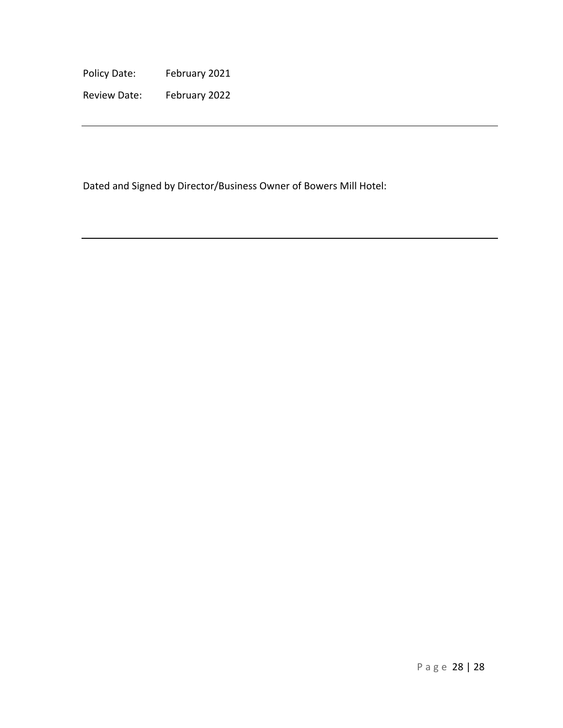Policy Date: February 2021

Review Date: February 2022

---

Dated and Signed by Director/Business Owner of Bowers Mill Hotel:

---